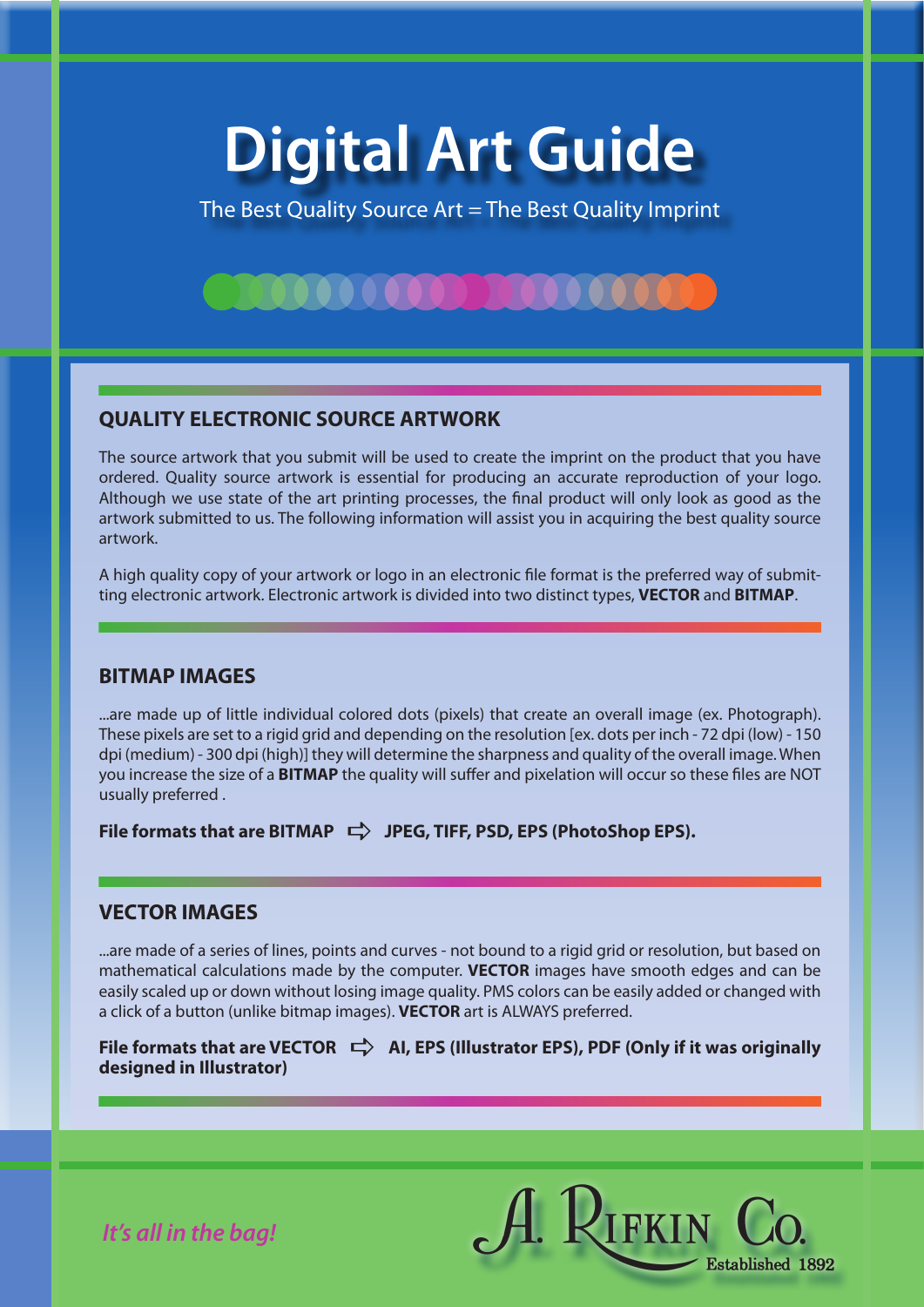# Digital Art Guide

The Best Quality Source Art = The Best Quality Imprint

## QUALITY ELECTRONIC SOURCE ARTWORK

The source artwork that you submit will be used to create the imprint on the product that you have ordered. Quality source artwork is essential for producing an accurate reproduction of your logo. Although we use state of the art printing processes, the final product will only look as good as the artwork submitted to us. The following information will assist you in acquiring the best quality source artwork.

A high quality copy of your artwork or logo in an electronic file format is the preferred way of submitting electronic artwork. Electronic artwork is divided into two distinct types, **VECTOR** and **BITMAP**.

## BITMAP IMAGES

...are made up of little individual colored dots (pixels) that create an overall image (ex. Photograph). These pixels are set to a rigid grid and depending on the resolution [ex. dots per inch - 72 dpi (low) - 150 dpi (medium) - 300 dpi (high)] they will determine the sharpness and quality of the overall image. When you increase the size of a **BITMAP** the quality will suffer and pixelation will occur so these files are NOT usually preferred .

**File formats that are BITMAP ⇨ JPEG, TIFF, PSD, EPS (PhotoShop EPS).**

## VECTOR IMAGES

...are made of a series of lines, points and curves - not bound to a rigid grid or resolution, but based on mathematical calculations made by the computer. **VECTOR** images have smooth edges and can be easily scaled up or down without losing image quality. PMS colors can be easily added or changed with a click of a button (unlike bitmap images). **VECTOR** art is ALWAYS preferred.

**File formats that are VECTOR ⇨ AI, EPS (Illustrator EPS), PDF (Only if it was originally designed in Illustrator)**

*It's all in the bag!*

A. Rifkin Co. Established 1892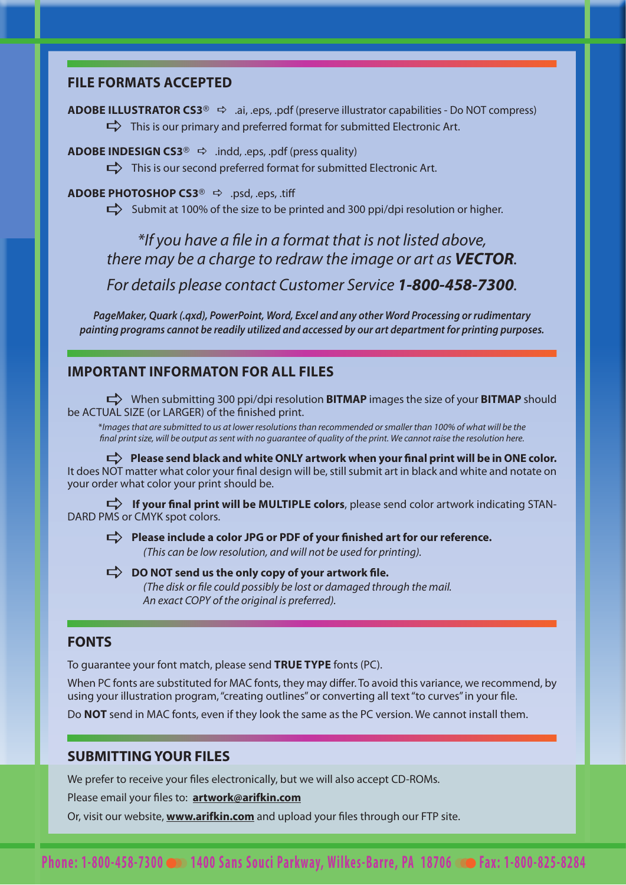## FILE FORMATS ACCEPTED

**ADOBE ILLUSTRATOR CS3®** ⇨ .ai, .eps, .pdf (preserve illustrator capabilities - Do NOT compress)

⇨ This is our primary and preferred format for submitted Electronic Art.

**ADOBE INDESIGN CS3®** ⇨ .indd, .eps, .pdf (press quality)

⇨ This is our second preferred format for submitted Electronic Art.

**ADOBE PHOTOSHOP CS3®** ⇨ .psd, .eps, .tiff

⇨ Submit at 100% of the size to be printed and 300 ppi/dpi resolution or higher.

*\*If you have a file in a format that is not listed above, there may be a charge to redraw the image or art as **VECTOR**.*

*For details please contact Customer Service **1-800-458-7300**.*

***PageMaker, Quark (.qxd), PowerPoint, Word, Excel and any other Word Processing or rudimentary painting programs cannot be readily utilized and accessed by our art department for printing purposes.***

## IMPORTANT INFORMATON FOR ALL FILES

⇨ When submitting 300 ppi/dpi resolution **BITMAP** images the size of your **BITMAP** should be ACTUAL SIZE (or LARGER) of the finished print.

*\*Images that are submitted to us at lower resolutions than recommended or smaller than 100% of what will be the final print size, will be output as sent with no guarantee of quality of the print. We cannot raise the resolution here.*

⇨ **Please send black and white ONLY artwork when your final print will be in ONE color.** It does NOT matter what color your final design will be, still submit art in black and white and notate on your order what color your print should be.

⇨ **If your final print will be MULTIPLE colors**, please send color artwork indicating STANDARD PMS or CMYK spot colors.

⇨ **Please include a color JPG or PDF of your finished art for our reference.**
*(This can be low resolution, and will not be used for printing).*

⇨ **DO NOT send us the only copy of your artwork file.**
*(The disk or file could possibly be lost or damaged through the mail. An exact COPY of the original is preferred).*

## FONTS

To guarantee your font match, please send **TRUE TYPE** fonts (PC).

When PC fonts are substituted for MAC fonts, they may differ. To avoid this variance, we recommend, by using your illustration program, "creating outlines" or converting all text "to curves" in your file.

Do **NOT** send in MAC fonts, even if they look the same as the PC version. We cannot install them.

## SUBMITTING YOUR FILES

We prefer to receive your files electronically, but we will also accept CD-ROMs.

Please email your files to: **artwork@arifkin.com**

Or, visit our website, **www.arifkin.com** and upload your files through our FTP site.

Phone: 1-800-458-7300 • 1400 Sans Souci Parkway, Wilkes-Barre, PA 18706 • Fax: 1-800-825-8284